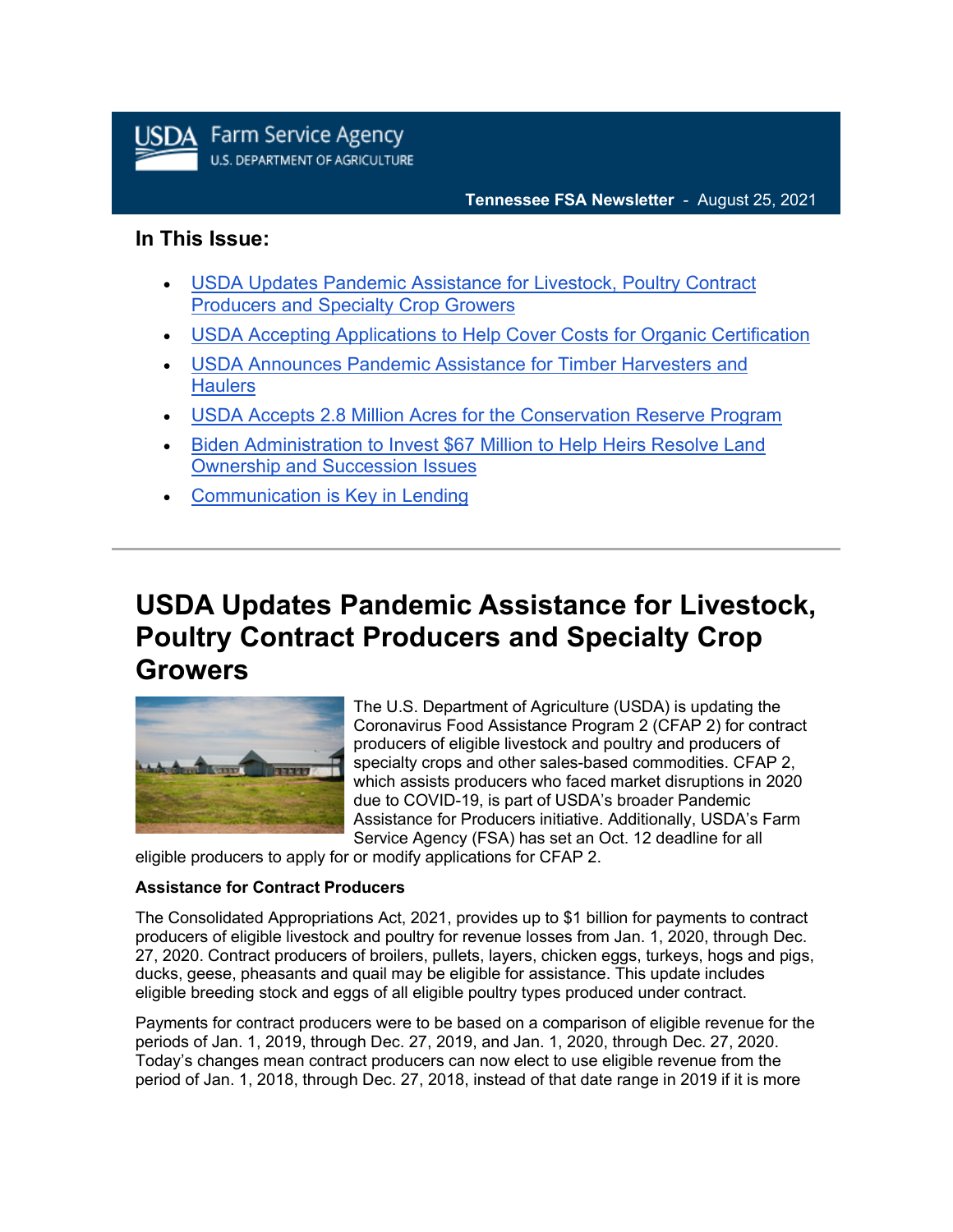USDA Farm Service Agency
U.S. DEPARTMENT OF AGRICULTURE

**Tennessee FSA Newsletter** - August 25, 2021

## In This Issue:

- USDA Updates Pandemic Assistance for Livestock, Poultry Contract Producers and Specialty Crop Growers
- USDA Accepting Applications to Help Cover Costs for Organic Certification
- USDA Announces Pandemic Assistance for Timber Harvesters and Haulers
- USDA Accepts 2.8 Million Acres for the Conservation Reserve Program
- Biden Administration to Invest $67 Million to Help Heirs Resolve Land Ownership and Succession Issues
- Communication is Key in Lending

---

# USDA Updates Pandemic Assistance for Livestock, Poultry Contract Producers and Specialty Crop Growers

The U.S. Department of Agriculture (USDA) is updating the Coronavirus Food Assistance Program 2 (CFAP 2) for contract producers of eligible livestock and poultry and producers of specialty crops and other sales-based commodities. CFAP 2, which assists producers who faced market disruptions in 2020 due to COVID-19, is part of USDA's broader Pandemic Assistance for Producers initiative. Additionally, USDA's Farm Service Agency (FSA) has set an Oct. 12 deadline for all eligible producers to apply for or modify applications for CFAP 2.

**Assistance for Contract Producers**

The Consolidated Appropriations Act, 2021, provides up to $1 billion for payments to contract producers of eligible livestock and poultry for revenue losses from Jan. 1, 2020, through Dec. 27, 2020. Contract producers of broilers, pullets, layers, chicken eggs, turkeys, hogs and pigs, ducks, geese, pheasants and quail may be eligible for assistance. This update includes eligible breeding stock and eggs of all eligible poultry types produced under contract.

Payments for contract producers were to be based on a comparison of eligible revenue for the periods of Jan. 1, 2019, through Dec. 27, 2019, and Jan. 1, 2020, through Dec. 27, 2020. Today's changes mean contract producers can now elect to use eligible revenue from the period of Jan. 1, 2018, through Dec. 27, 2018, instead of that date range in 2019 if it is more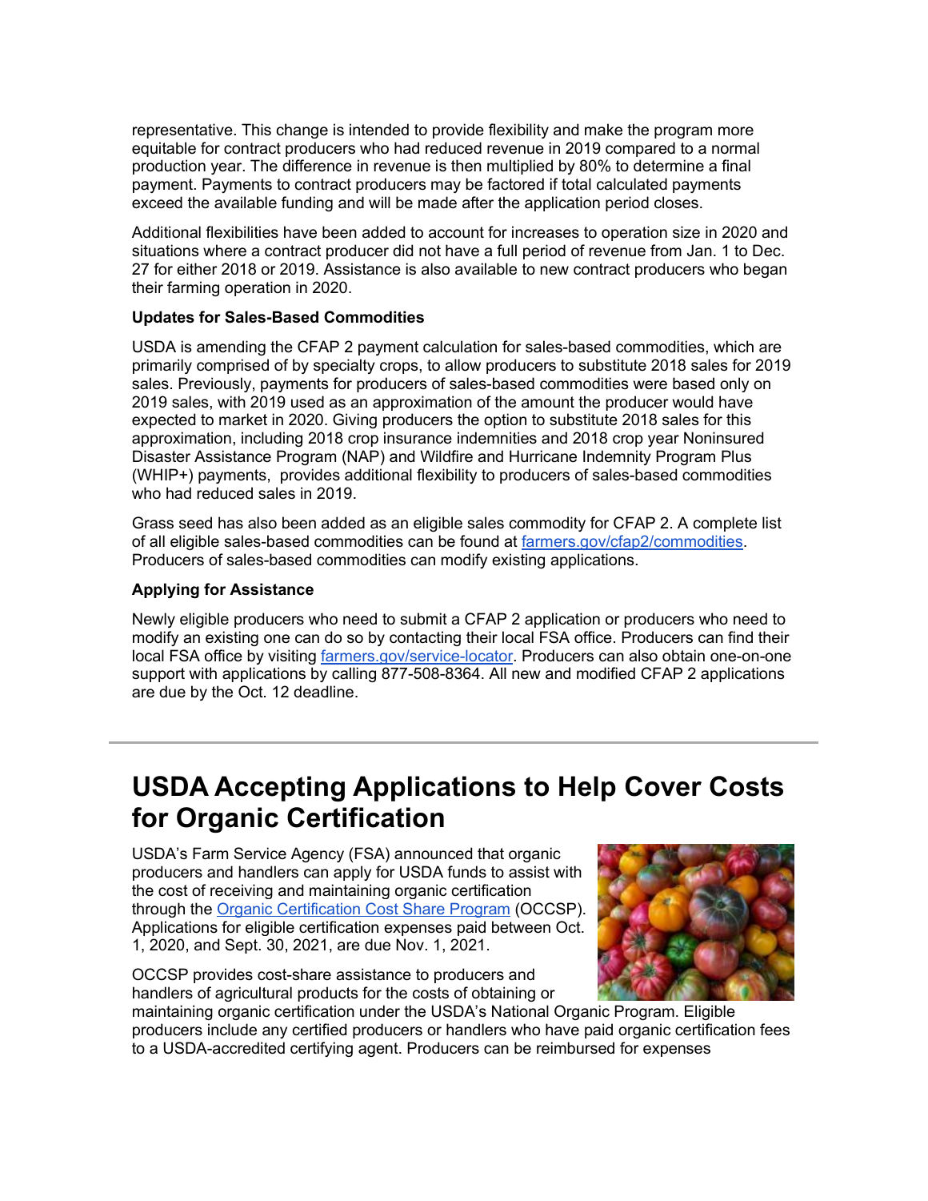representative. This change is intended to provide flexibility and make the program more equitable for contract producers who had reduced revenue in 2019 compared to a normal production year. The difference in revenue is then multiplied by 80% to determine a final payment. Payments to contract producers may be factored if total calculated payments exceed the available funding and will be made after the application period closes.

Additional flexibilities have been added to account for increases to operation size in 2020 and situations where a contract producer did not have a full period of revenue from Jan. 1 to Dec. 27 for either 2018 or 2019. Assistance is also available to new contract producers who began their farming operation in 2020.

**Updates for Sales-Based Commodities**

USDA is amending the CFAP 2 payment calculation for sales-based commodities, which are primarily comprised of by specialty crops, to allow producers to substitute 2018 sales for 2019 sales. Previously, payments for producers of sales-based commodities were based only on 2019 sales, with 2019 used as an approximation of the amount the producer would have expected to market in 2020. Giving producers the option to substitute 2018 sales for this approximation, including 2018 crop insurance indemnities and 2018 crop year Noninsured Disaster Assistance Program (NAP) and Wildfire and Hurricane Indemnity Program Plus (WHIP+) payments, provides additional flexibility to producers of sales-based commodities who had reduced sales in 2019.

Grass seed has also been added as an eligible sales commodity for CFAP 2. A complete list of all eligible sales-based commodities can be found at [farmers.gov/cfap2/commodities](farmers.gov/cfap2/commodities). Producers of sales-based commodities can modify existing applications.

**Applying for Assistance**

Newly eligible producers who need to submit a CFAP 2 application or producers who need to modify an existing one can do so by contacting their local FSA office. Producers can find their local FSA office by visiting [farmers.gov/service-locator](farmers.gov/service-locator). Producers can also obtain one-on-one support with applications by calling 877-508-8364. All new and modified CFAP 2 applications are due by the Oct. 12 deadline.

---

# USDA Accepting Applications to Help Cover Costs for Organic Certification

USDA's Farm Service Agency (FSA) announced that organic producers and handlers can apply for USDA funds to assist with the cost of receiving and maintaining organic certification through the Organic Certification Cost Share Program (OCCSP). Applications for eligible certification expenses paid between Oct. 1, 2020, and Sept. 30, 2021, are due Nov. 1, 2021.

OCCSP provides cost-share assistance to producers and handlers of agricultural products for the costs of obtaining or maintaining organic certification under the USDA's National Organic Program. Eligible producers include any certified producers or handlers who have paid organic certification fees to a USDA-accredited certifying agent. Producers can be reimbursed for expenses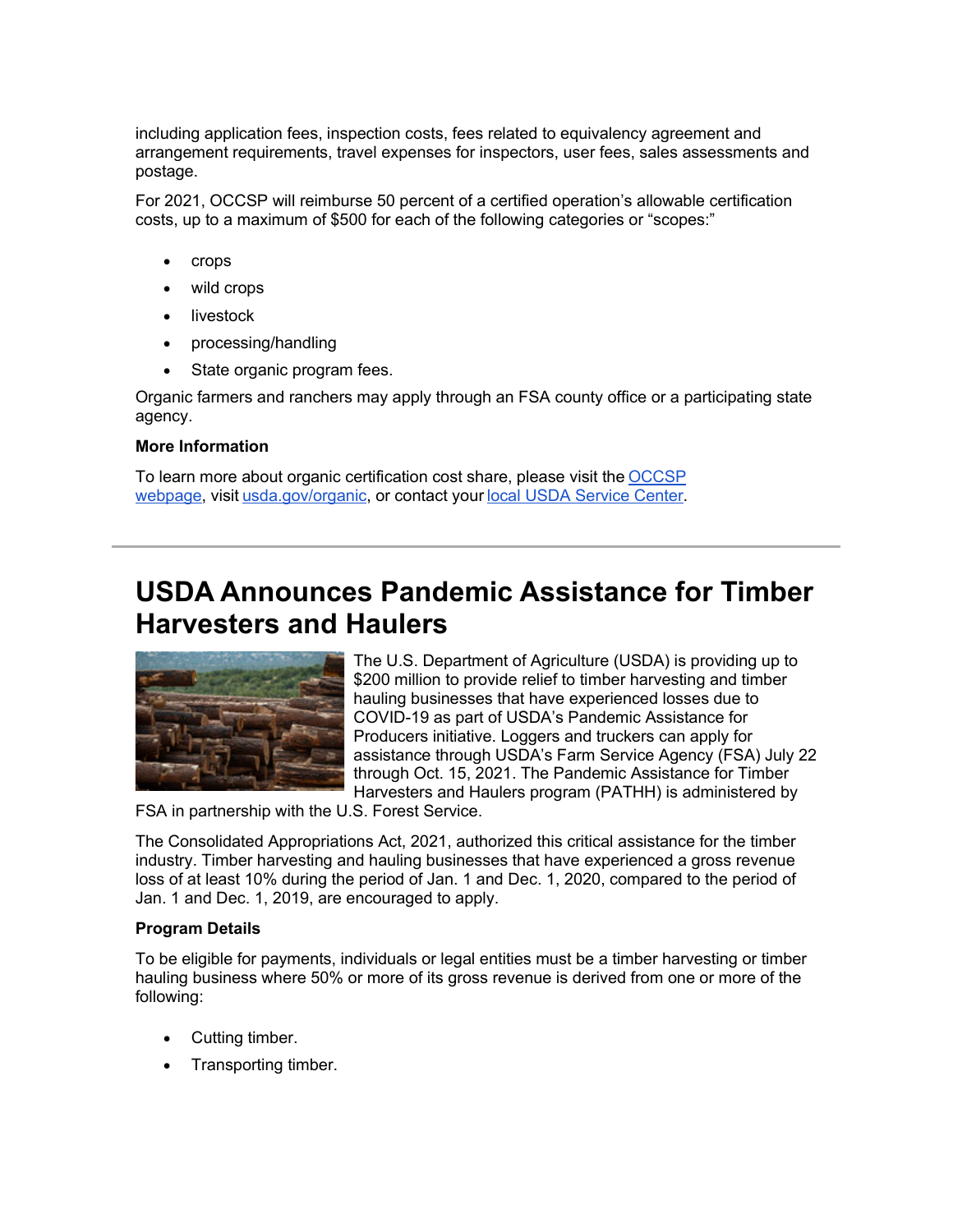including application fees, inspection costs, fees related to equivalency agreement and arrangement requirements, travel expenses for inspectors, user fees, sales assessments and postage.

For 2021, OCCSP will reimburse 50 percent of a certified operation's allowable certification costs, up to a maximum of $500 for each of the following categories or "scopes:"

- crops
- wild crops
- livestock
- processing/handling
- State organic program fees.

Organic farmers and ranchers may apply through an FSA county office or a participating state agency.

**More Information**

To learn more about organic certification cost share, please visit the OCCSP webpage, visit usda.gov/organic, or contact your local USDA Service Center.

---

# USDA Announces Pandemic Assistance for Timber Harvesters and Haulers

The U.S. Department of Agriculture (USDA) is providing up to $200 million to provide relief to timber harvesting and timber hauling businesses that have experienced losses due to COVID-19 as part of USDA's Pandemic Assistance for Producers initiative. Loggers and truckers can apply for assistance through USDA's Farm Service Agency (FSA) July 22 through Oct. 15, 2021. The Pandemic Assistance for Timber Harvesters and Haulers program (PATHH) is administered by FSA in partnership with the U.S. Forest Service.

The Consolidated Appropriations Act, 2021, authorized this critical assistance for the timber industry. Timber harvesting and hauling businesses that have experienced a gross revenue loss of at least 10% during the period of Jan. 1 and Dec. 1, 2020, compared to the period of Jan. 1 and Dec. 1, 2019, are encouraged to apply.

**Program Details**

To be eligible for payments, individuals or legal entities must be a timber harvesting or timber hauling business where 50% or more of its gross revenue is derived from one or more of the following:

- Cutting timber.
- Transporting timber.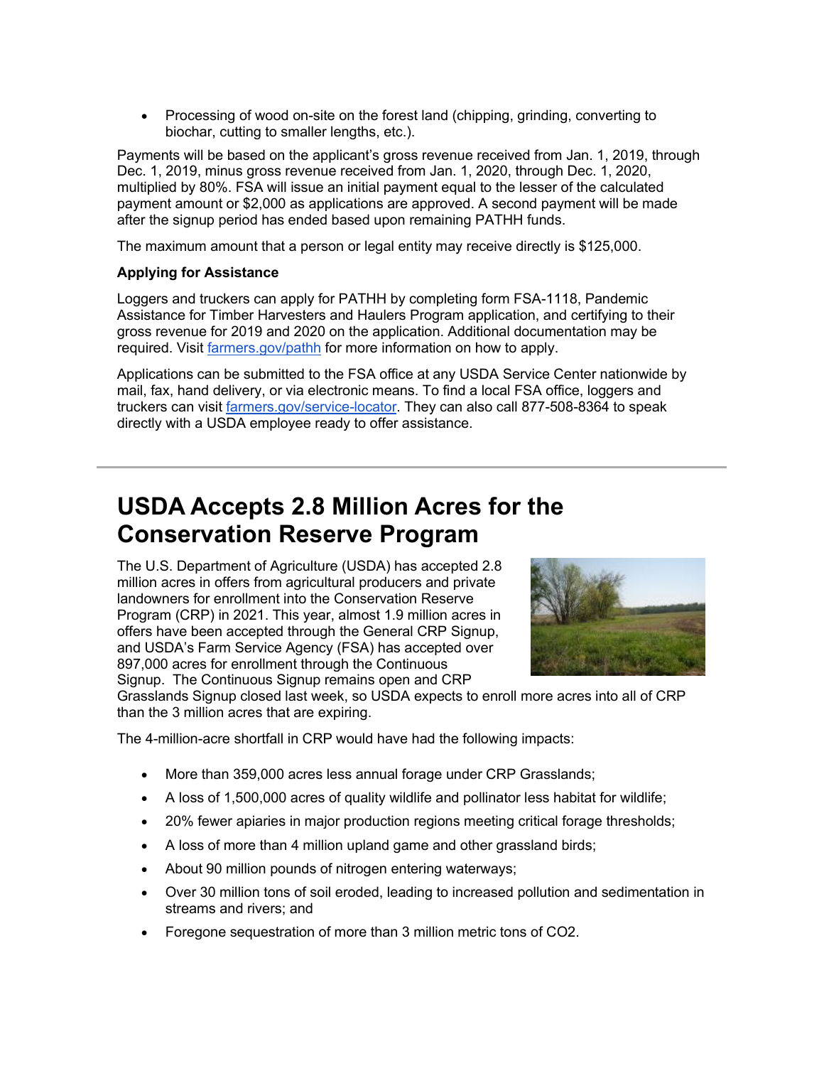- Processing of wood on-site on the forest land (chipping, grinding, converting to biochar, cutting to smaller lengths, etc.).

Payments will be based on the applicant's gross revenue received from Jan. 1, 2019, through Dec. 1, 2019, minus gross revenue received from Jan. 1, 2020, through Dec. 1, 2020, multiplied by 80%. FSA will issue an initial payment equal to the lesser of the calculated payment amount or $2,000 as applications are approved. A second payment will be made after the signup period has ended based upon remaining PATHH funds.

The maximum amount that a person or legal entity may receive directly is $125,000.

**Applying for Assistance**

Loggers and truckers can apply for PATHH by completing form FSA-1118, Pandemic Assistance for Timber Harvesters and Haulers Program application, and certifying to their gross revenue for 2019 and 2020 on the application. Additional documentation may be required. Visit [farmers.gov/pathh](farmers.gov/pathh) for more information on how to apply.

Applications can be submitted to the FSA office at any USDA Service Center nationwide by mail, fax, hand delivery, or via electronic means. To find a local FSA office, loggers and truckers can visit [farmers.gov/service-locator](farmers.gov/service-locator). They can also call 877-508-8364 to speak directly with a USDA employee ready to offer assistance.

---

# USDA Accepts 2.8 Million Acres for the Conservation Reserve Program

The U.S. Department of Agriculture (USDA) has accepted 2.8 million acres in offers from agricultural producers and private landowners for enrollment into the Conservation Reserve Program (CRP) in 2021. This year, almost 1.9 million acres in offers have been accepted through the General CRP Signup, and USDA's Farm Service Agency (FSA) has accepted over 897,000 acres for enrollment through the Continuous Signup. The Continuous Signup remains open and CRP Grasslands Signup closed last week, so USDA expects to enroll more acres into all of CRP than the 3 million acres that are expiring.

The 4-million-acre shortfall in CRP would have had the following impacts:

- More than 359,000 acres less annual forage under CRP Grasslands;
- A loss of 1,500,000 acres of quality wildlife and pollinator less habitat for wildlife;
- 20% fewer apiaries in major production regions meeting critical forage thresholds;
- A loss of more than 4 million upland game and other grassland birds;
- About 90 million pounds of nitrogen entering waterways;
- Over 30 million tons of soil eroded, leading to increased pollution and sedimentation in streams and rivers; and
- Foregone sequestration of more than 3 million metric tons of $CO_2$.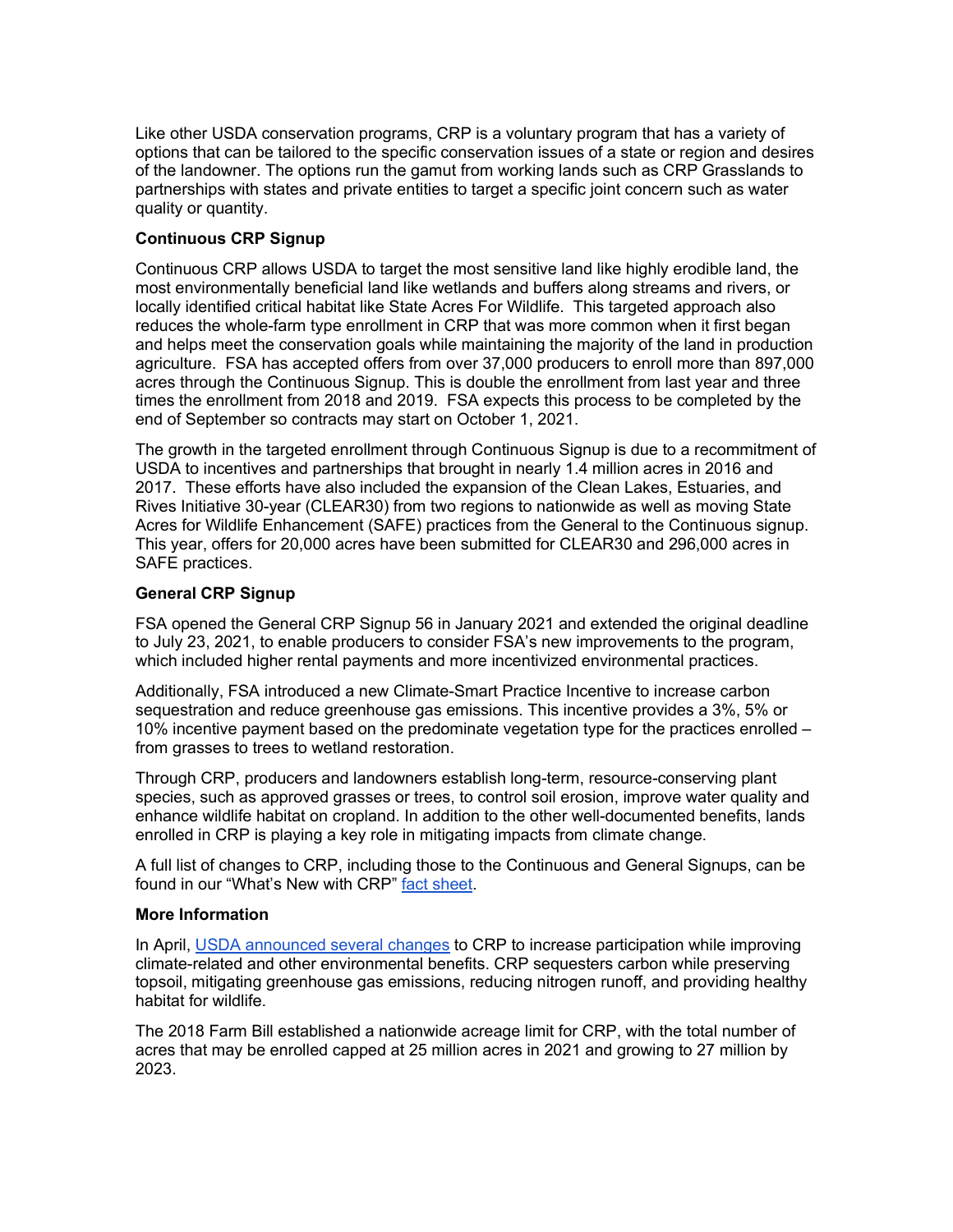Like other USDA conservation programs, CRP is a voluntary program that has a variety of options that can be tailored to the specific conservation issues of a state or region and desires of the landowner. The options run the gamut from working lands such as CRP Grasslands to partnerships with states and private entities to target a specific joint concern such as water quality or quantity.

**Continuous CRP Signup**

Continuous CRP allows USDA to target the most sensitive land like highly erodible land, the most environmentally beneficial land like wetlands and buffers along streams and rivers, or locally identified critical habitat like State Acres For Wildlife. This targeted approach also reduces the whole-farm type enrollment in CRP that was more common when it first began and helps meet the conservation goals while maintaining the majority of the land in production agriculture. FSA has accepted offers from over 37,000 producers to enroll more than 897,000 acres through the Continuous Signup. This is double the enrollment from last year and three times the enrollment from 2018 and 2019. FSA expects this process to be completed by the end of September so contracts may start on October 1, 2021.

The growth in the targeted enrollment through Continuous Signup is due to a recommitment of USDA to incentives and partnerships that brought in nearly 1.4 million acres in 2016 and 2017. These efforts have also included the expansion of the Clean Lakes, Estuaries, and Rives Initiative 30-year (CLEAR30) from two regions to nationwide as well as moving State Acres for Wildlife Enhancement (SAFE) practices from the General to the Continuous signup. This year, offers for 20,000 acres have been submitted for CLEAR30 and 296,000 acres in SAFE practices.

**General CRP Signup**

FSA opened the General CRP Signup 56 in January 2021 and extended the original deadline to July 23, 2021, to enable producers to consider FSA's new improvements to the program, which included higher rental payments and more incentivized environmental practices.

Additionally, FSA introduced a new Climate-Smart Practice Incentive to increase carbon sequestration and reduce greenhouse gas emissions. This incentive provides a 3%, 5% or 10% incentive payment based on the predominate vegetation type for the practices enrolled – from grasses to trees to wetland restoration.

Through CRP, producers and landowners establish long-term, resource-conserving plant species, such as approved grasses or trees, to control soil erosion, improve water quality and enhance wildlife habitat on cropland. In addition to the other well-documented benefits, lands enrolled in CRP is playing a key role in mitigating impacts from climate change.

A full list of changes to CRP, including those to the Continuous and General Signups, can be found in our "What's New with CRP" fact sheet.

**More Information**

In April, USDA announced several changes to CRP to increase participation while improving climate-related and other environmental benefits. CRP sequesters carbon while preserving topsoil, mitigating greenhouse gas emissions, reducing nitrogen runoff, and providing healthy habitat for wildlife.

The 2018 Farm Bill established a nationwide acreage limit for CRP, with the total number of acres that may be enrolled capped at 25 million acres in 2021 and growing to 27 million by 2023.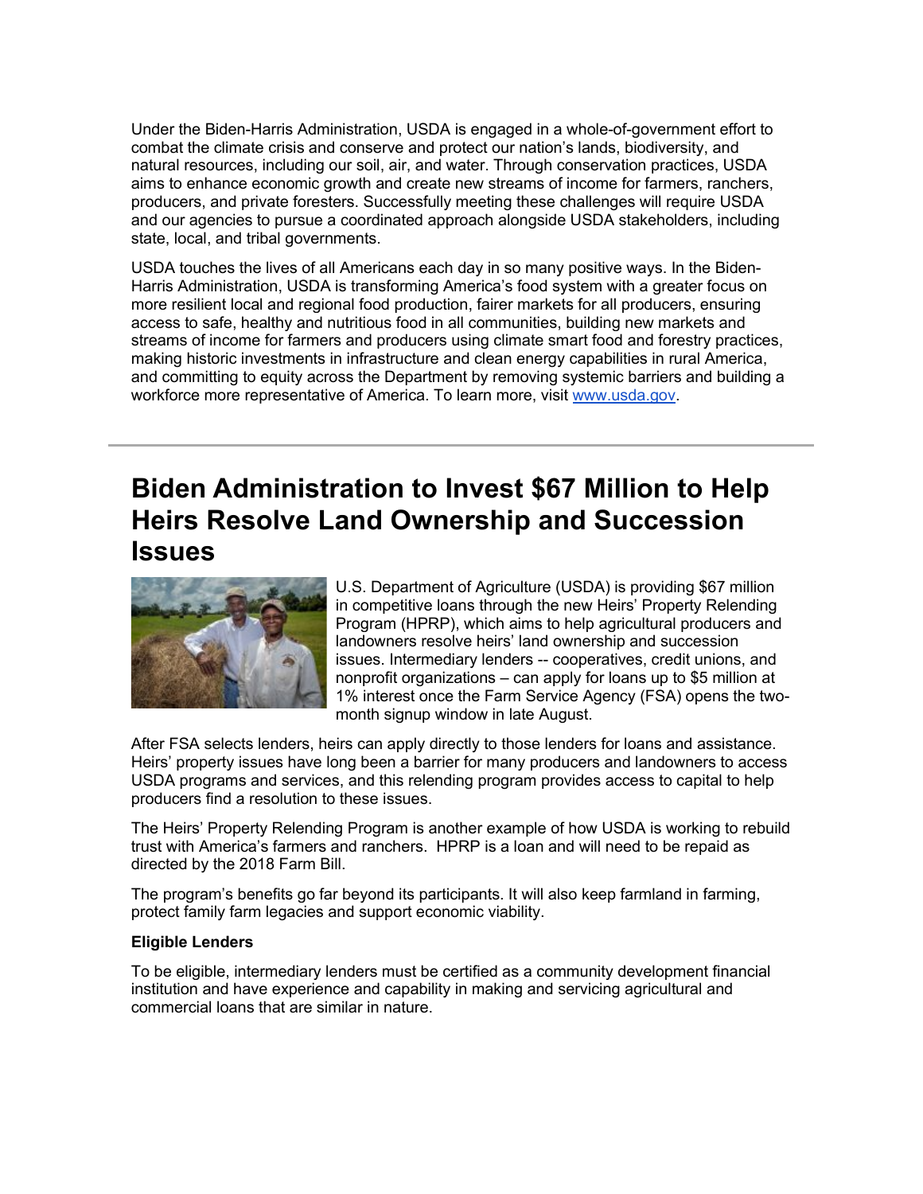Under the Biden-Harris Administration, USDA is engaged in a whole-of-government effort to combat the climate crisis and conserve and protect our nation's lands, biodiversity, and natural resources, including our soil, air, and water. Through conservation practices, USDA aims to enhance economic growth and create new streams of income for farmers, ranchers, producers, and private foresters. Successfully meeting these challenges will require USDA and our agencies to pursue a coordinated approach alongside USDA stakeholders, including state, local, and tribal governments.

USDA touches the lives of all Americans each day in so many positive ways. In the Biden-Harris Administration, USDA is transforming America's food system with a greater focus on more resilient local and regional food production, fairer markets for all producers, ensuring access to safe, healthy and nutritious food in all communities, building new markets and streams of income for farmers and producers using climate smart food and forestry practices, making historic investments in infrastructure and clean energy capabilities in rural America, and committing to equity across the Department by removing systemic barriers and building a workforce more representative of America. To learn more, visit www.usda.gov.

---

# Biden Administration to Invest $67 Million to Help Heirs Resolve Land Ownership and Succession Issues

U.S. Department of Agriculture (USDA) is providing $67 million in competitive loans through the new Heirs' Property Relending Program (HPRP), which aims to help agricultural producers and landowners resolve heirs' land ownership and succession issues. Intermediary lenders -- cooperatives, credit unions, and nonprofit organizations – can apply for loans up to $5 million at 1% interest once the Farm Service Agency (FSA) opens the two-month signup window in late August.

After FSA selects lenders, heirs can apply directly to those lenders for loans and assistance. Heirs' property issues have long been a barrier for many producers and landowners to access USDA programs and services, and this relending program provides access to capital to help producers find a resolution to these issues.

The Heirs' Property Relending Program is another example of how USDA is working to rebuild trust with America's farmers and ranchers. HPRP is a loan and will need to be repaid as directed by the 2018 Farm Bill.

The program's benefits go far beyond its participants. It will also keep farmland in farming, protect family farm legacies and support economic viability.

**Eligible Lenders**

To be eligible, intermediary lenders must be certified as a community development financial institution and have experience and capability in making and servicing agricultural and commercial loans that are similar in nature.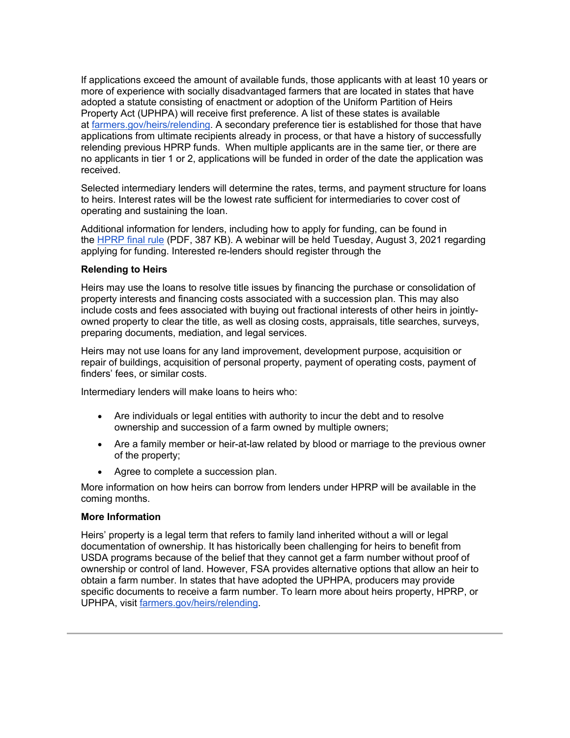If applications exceed the amount of available funds, those applicants with at least 10 years or more of experience with socially disadvantaged farmers that are located in states that have adopted a statute consisting of enactment or adoption of the Uniform Partition of Heirs Property Act (UPHPA) will receive first preference. A list of these states is available at [farmers.gov/heirs/relending](farmers.gov/heirs/relending). A secondary preference tier is established for those that have applications from ultimate recipients already in process, or that have a history of successfully relending previous HPRP funds. When multiple applicants are in the same tier, or there are no applicants in tier 1 or 2, applications will be funded in order of the date the application was received.

Selected intermediary lenders will determine the rates, terms, and payment structure for loans to heirs. Interest rates will be the lowest rate sufficient for intermediaries to cover cost of operating and sustaining the loan.

Additional information for lenders, including how to apply for funding, can be found in the HPRP final rule (PDF, 387 KB). A webinar will be held Tuesday, August 3, 2021 regarding applying for funding. Interested re-lenders should register through the

**Relending to Heirs**

Heirs may use the loans to resolve title issues by financing the purchase or consolidation of property interests and financing costs associated with a succession plan. This may also include costs and fees associated with buying out fractional interests of other heirs in jointly-owned property to clear the title, as well as closing costs, appraisals, title searches, surveys, preparing documents, mediation, and legal services.

Heirs may not use loans for any land improvement, development purpose, acquisition or repair of buildings, acquisition of personal property, payment of operating costs, payment of finders' fees, or similar costs.

Intermediary lenders will make loans to heirs who:

- Are individuals or legal entities with authority to incur the debt and to resolve ownership and succession of a farm owned by multiple owners;
- Are a family member or heir-at-law related by blood or marriage to the previous owner of the property;
- Agree to complete a succession plan.

More information on how heirs can borrow from lenders under HPRP will be available in the coming months.

**More Information**

Heirs' property is a legal term that refers to family land inherited without a will or legal documentation of ownership. It has historically been challenging for heirs to benefit from USDA programs because of the belief that they cannot get a farm number without proof of ownership or control of land. However, FSA provides alternative options that allow an heir to obtain a farm number. In states that have adopted the UPHPA, producers may provide specific documents to receive a farm number. To learn more about heirs property, HPRP, or UPHPA, visit [farmers.gov/heirs/relending](farmers.gov/heirs/relending).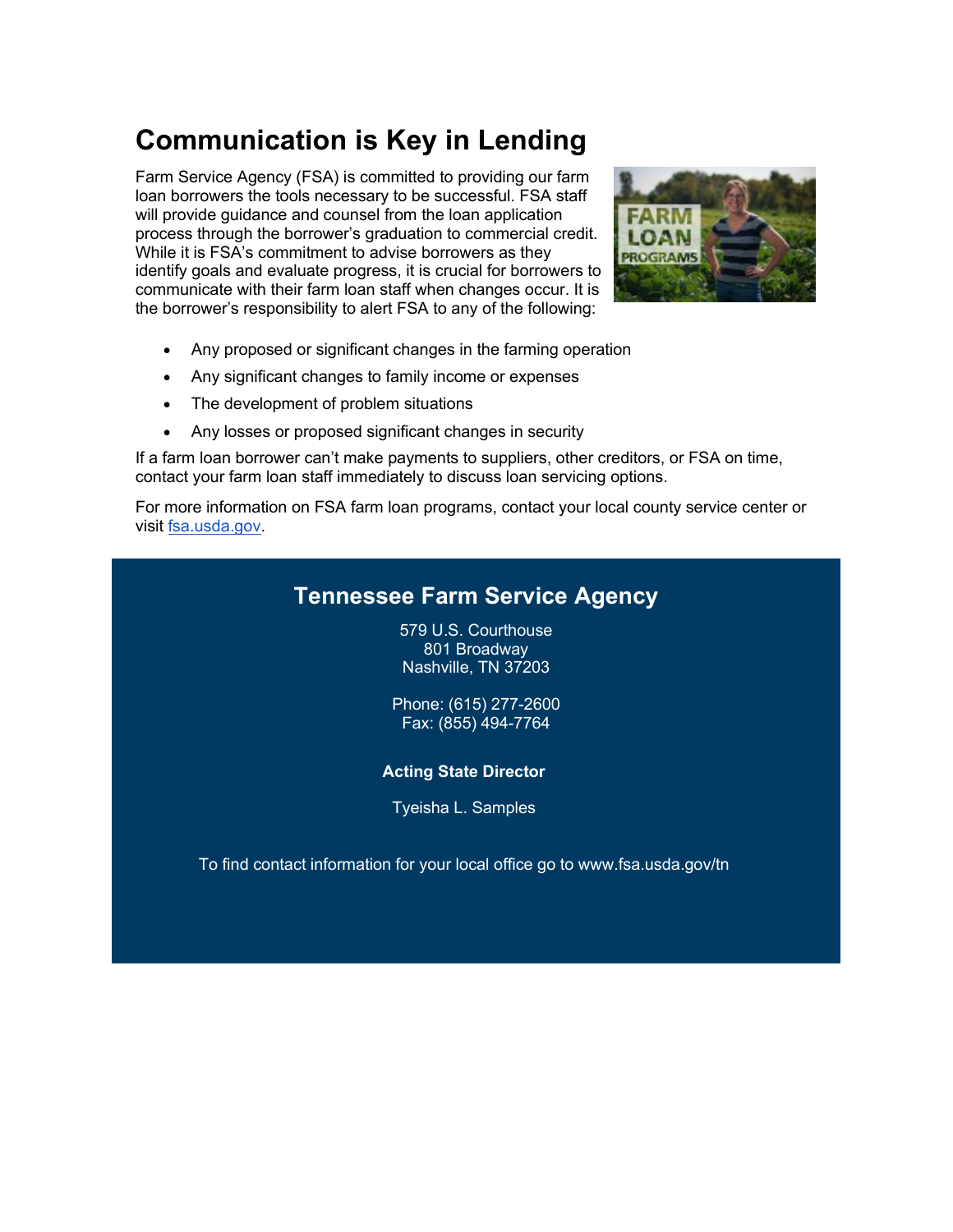## Communication is Key in Lending

Farm Service Agency (FSA) is committed to providing our farm loan borrowers the tools necessary to be successful. FSA staff will provide guidance and counsel from the loan application process through the borrower's graduation to commercial credit. While it is FSA's commitment to advise borrowers as they identify goals and evaluate progress, it is crucial for borrowers to communicate with their farm loan staff when changes occur. It is the borrower's responsibility to alert FSA to any of the following:

- Any proposed or significant changes in the farming operation
- Any significant changes to family income or expenses
- The development of problem situations
- Any losses or proposed significant changes in security

If a farm loan borrower can't make payments to suppliers, other creditors, or FSA on time, contact your farm loan staff immediately to discuss loan servicing options.

For more information on FSA farm loan programs, contact your local county service center or visit [fsa.usda.gov](fsa.usda.gov).

### Tennessee Farm Service Agency

579 U.S. Courthouse
801 Broadway
Nashville, TN 37203

Phone: (615) 277-2600
Fax: (855) 494-7764

**Acting State Director**

Tyeisha L. Samples

To find contact information for your local office go to www.fsa.usda.gov/tn